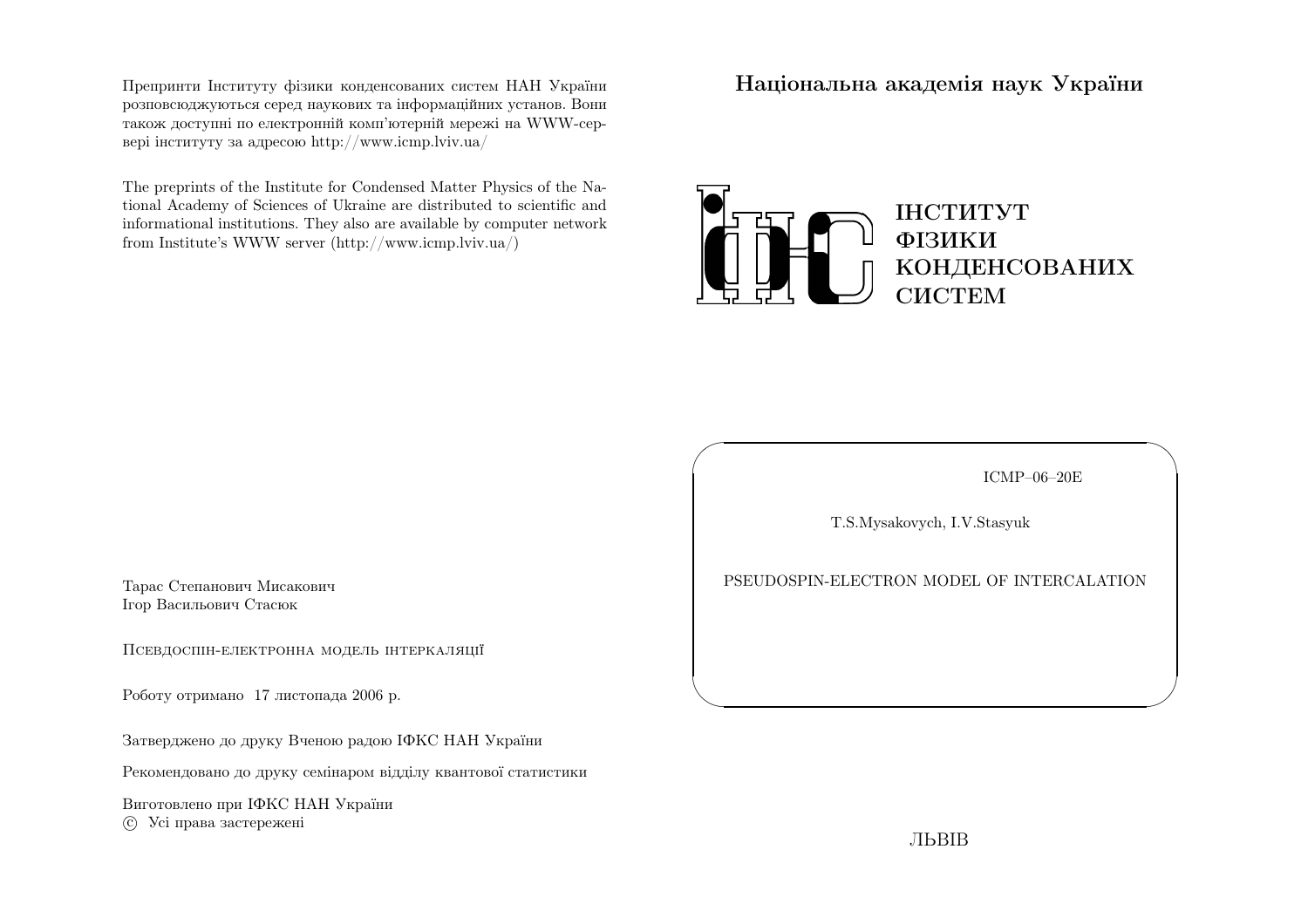Препринти Інституту фізики конденсованих систем НАН України розповсюджуються серед наукових та інформаційних установ. Вони також доступні по електронній комп'ютерній мережі на WWW-сервері інституту за адресою http://www.icmp.lviv.ua/

The preprints of the Institute for Condensed Matter Physics of the National Academy of Sciences of Ukraine are distributed to scientific and informational institutions. They also are available by computer network from Institute's WWW server (http://www.icmp.lviv.ua/)

Тарас Степанович Мисакович
Ігор Васильович Стасюк

Псевдоспін-електронна модель інтеркаляції

Роботу отримано 17 листопада 2006 р.

Затверджено до друку Вченою радою ІФКС НАН України

Рекомендовано до друку семінаром відділу квантової статистики

Виготовлено при ІФКС НАН України
© Усі права застережені

**Національна академія наук України**

ІНСТИТУТ
ФІЗИКИ
КОНДЕНСОВАНИХ
СИСТЕМ

ICMP–06–20E

T.S.Mysakovych, I.V.Stasyuk

PSEUDOSPIN-ELECTRON MODEL OF INTERCALATION

ЛЬВІВ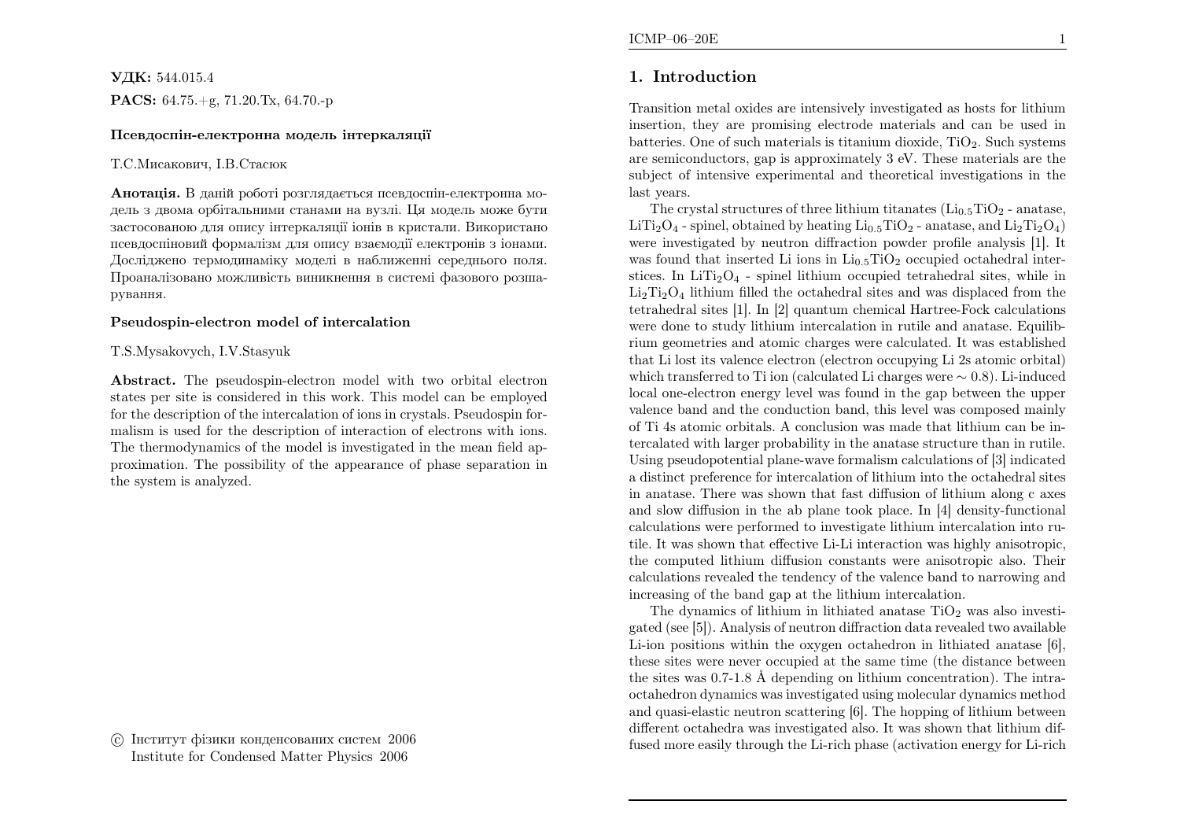**УДК:** 544.015.4

**PACS:** 64.75.+g, 71.20.Tx, 64.70.-p

**Псевдоспін-електронна модель інтеркаляції**

Т.С.Мисакович, І.В.Стасюк

**Анотація.** В даній роботі розглядається псевдоспін-електронна модель з двома орбітальними станами на вузлі. Ця модель може бути застосованою для опису інтеркаляції іонів в кристали. Використано псевдоспіновий формалізм для опису взаємодії електронів з іонами. Досліджено термодинаміку моделі в наближенні середнього поля. Проаналізовано можливість виникнення в системі фазового розшарування.

**Pseudospin-electron model of intercalation**

T.S.Mysakovych, I.V.Stasyuk

**Abstract.** The pseudospin-electron model with two orbital electron states per site is considered in this work. This model can be employed for the description of the intercalation of ions in crystals. Pseudospin formalism is used for the description of interaction of electrons with ions. The thermodynamics of the model is investigated in the mean field approximation. The possibility of the appearance of phase separation in the system is analyzed.

© Інститут фізики конденсованих систем 2006
Institute for Condensed Matter Physics 2006

## 1. Introduction

Transition metal oxides are intensively investigated as hosts for lithium insertion, they are promising electrode materials and can be used in batteries. One of such materials is titanium dioxide, $TiO_2$. Such systems are semiconductors, gap is approximately 3 eV. These materials are the subject of intensive experimental and theoretical investigations in the last years.

The crystal structures of three lithium titanates ($Li_{0.5}TiO_2$ - anatase, $LiTi_2O_4$ - spinel, obtained by heating $Li_{0.5}TiO_2$ - anatase, and $Li_2Ti_2O_4$) were investigated by neutron diffraction powder profile analysis [1]. It was found that inserted Li ions in $Li_{0.5}TiO_2$ occupied octahedral interstices. In $LiTi_2O_4$ - spinel lithium occupied tetrahedral sites, while in $Li_2Ti_2O_4$ lithium filled the octahedral sites and was displaced from the tetrahedral sites [1]. In [2] quantum chemical Hartree-Fock calculations were done to study lithium intercalation in rutile and anatase. Equilibrium geometries and atomic charges were calculated. It was established that Li lost its valence electron (electron occupying Li 2s atomic orbital) which transferred to Ti ion (calculated Li charges were $\sim 0.8$). Li-induced local one-electron energy level was found in the gap between the upper valence band and the conduction band, this level was composed mainly of Ti 4s atomic orbitals. A conclusion was made that lithium can be intercalated with larger probability in the anatase structure than in rutile. Using pseudopotential plane-wave formalism calculations of [3] indicated a distinct preference for intercalation of lithium into the octahedral sites in anatase. There was shown that fast diffusion of lithium along c axes and slow diffusion in the ab plane took place. In [4] density-functional calculations were performed to investigate lithium intercalation into rutile. It was shown that effective Li-Li interaction was highly anisotropic, the computed lithium diffusion constants were anisotropic also. Their calculations revealed the tendency of the valence band to narrowing and increasing of the band gap at the lithium intercalation.

The dynamics of lithium in lithiated anatase $TiO_2$ was also investigated (see [5]). Analysis of neutron diffraction data revealed two available Li-ion positions within the oxygen octahedron in lithiated anatase [6], these sites were never occupied at the same time (the distance between the sites was 0.7-1.8 Å depending on lithium concentration). The intra-octahedron dynamics was investigated using molecular dynamics method and quasi-elastic neutron scattering [6]. The hopping of lithium between different octahedra was investigated also. It was shown that lithium diffused more easily through the Li-rich phase (activation energy for Li-rich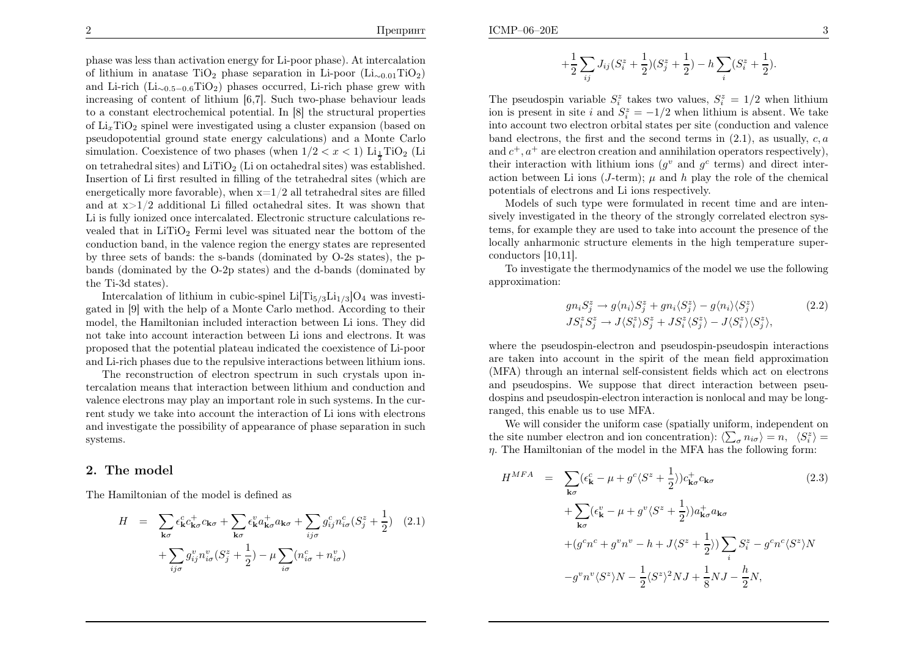phase was less than activation energy for Li-poor phase). At intercalation of lithium in anatase $TiO_2$ phase separation in Li-poor ($Li_{\sim 0.01}TiO_2$) and Li-rich ($Li_{\sim 0.5-0.6}TiO_2$) phases occurred, Li-rich phase grew with increasing of content of lithium [6,7]. Such two-phase behaviour leads to a constant electrochemical potential. In [8] the structural properties of $Li_xTiO_2$ spinel were investigated using a cluster expansion (based on pseudopotential ground state energy calculations) and a Monte Carlo simulation. Coexistence of two phases (when $1/2 < x < 1$) $Li_{\frac{1}{2}}TiO_2$ (Li on tetrahedral sites) and $LiTiO_2$ (Li on octahedral sites) was established. Insertion of Li first resulted in filling of the tetrahedral sites (which are energetically more favorable), when x=1/2 all tetrahedral sites are filled and at x>1/2 additional Li filled octahedral sites. It was shown that Li is fully ionized once intercalated. Electronic structure calculations revealed that in $LiTiO_2$ Fermi level was situated near the bottom of the conduction band, in the valence region the energy states are represented by three sets of bands: the s-bands (dominated by O-2s states), the p-bands (dominated by the O-2p states) and the d-bands (dominated by the Ti-3d states).

Intercalation of lithium in cubic-spinel $Li[Ti_{5/3}Li_{1/3}]O_4$ was investigated in [9] with the help of a Monte Carlo method. According to their model, the Hamiltonian included interaction between Li ions. They did not take into account interaction between Li ions and electrons. It was proposed that the potential plateau indicated the coexistence of Li-poor and Li-rich phases due to the repulsive interactions between lithium ions.

The reconstruction of electron spectrum in such crystals upon intercalation means that interaction between lithium and conduction and valence electrons may play an important role in such systems. In the current study we take into account the interaction of Li ions with electrons and investigate the possibility of appearance of phase separation in such systems.

## 2. The model

The Hamiltonian of the model is defined as

$$
\begin{aligned}
H \;=\; & \sum_{\mathbf{k}\sigma}\epsilon^c_{\mathbf{k}}c^+_{\mathbf{k}\sigma}c_{\mathbf{k}\sigma} + \sum_{\mathbf{k}\sigma}\epsilon^v_{\mathbf{k}}a^+_{\mathbf{k}\sigma}a_{\mathbf{k}\sigma} + \sum_{ij\sigma} g^c_{ij} n^c_{i\sigma}(S^z_j+\frac{1}{2}) \qquad (2.1)\\
& + \sum_{ij\sigma} g^v_{ij} n^v_{i\sigma}(S^z_j+\frac{1}{2}) - \mu\sum_{i\sigma}(n^c_{i\sigma}+n^v_{i\sigma})\\
& + \frac{1}{2}\sum_{ij}J_{ij}(S^z_i+\frac{1}{2})(S^z_j+\frac{1}{2}) - h\sum_i(S^z_i+\frac{1}{2}).
\end{aligned}
$$

The pseudospin variable $S^z_i$ takes two values, $S^z_i = 1/2$ when lithium ion is present in site $i$ and $S^z_i = -1/2$ when lithium is absent. We take into account two electron orbital states per site (conduction and valence band electrons, the first and the second terms in (2.1), as usually, $c, a$ and $c^+, a^+$ are electron creation and annihilation operators respectively), their interaction with lithium ions ($g^v$ and $g^c$ terms) and direct interaction between Li ions ($J$-term); $\mu$ and $h$ play the role of the chemical potentials of electrons and Li ions respectively.

Models of such type were formulated in recent time and are intensively investigated in the theory of the strongly correlated electron systems, for example they are used to take into account the presence of the locally anharmonic structure elements in the high temperature superconductors [10,11].

To investigate the thermodynamics of the model we use the following approximation:

$$
\begin{aligned}
& g n_i S^z_j \rightarrow g\langle n_i\rangle S^z_j + g n_i\langle S^z_j\rangle - g\langle n_i\rangle\langle S^z_j\rangle \qquad (2.2)\\
& J S^z_i S^z_j \rightarrow J\langle S^z_i\rangle S^z_j + J S^z_i\langle S^z_j\rangle - J\langle S^z_i\rangle\langle S^z_j\rangle,
\end{aligned}
$$

where the pseudospin-electron and pseudospin-pseudospin interactions are taken into account in the spirit of the mean field approximation (MFA) through an internal self-consistent fields which act on electrons and pseudospins. We suppose that direct interaction between pseudospins and pseudospin-electron interaction is nonlocal and may be long-ranged, this enable us to use MFA.

We will consider the uniform case (spatially uniform, independent on the site number electron and ion concentration): $\langle\sum_\sigma n_{i\sigma}\rangle = n$, $\langle S^z_i\rangle = \eta$. The Hamiltonian of the model in the MFA has the following form:

$$
\begin{aligned}
H^{MFA} \;=\; & \sum_{\mathbf{k}\sigma}(\epsilon^c_{\mathbf{k}} - \mu + g^c\langle S^z+\frac{1}{2}\rangle)c^+_{\mathbf{k}\sigma}c_{\mathbf{k}\sigma} \qquad (2.3)\\
& + \sum_{\mathbf{k}\sigma}(\epsilon^v_{\mathbf{k}} - \mu + g^v\langle S^z+\frac{1}{2}\rangle)a^+_{\mathbf{k}\sigma}a_{\mathbf{k}\sigma}\\
& + (g^c n^c + g^v n^v - h + J\langle S^z+\frac{1}{2}\rangle)\sum_i S^z_i - g^c n^c\langle S^z\rangle N\\
& - g^v n^v\langle S^z\rangle N - \frac{1}{2}\langle S^z\rangle^2 NJ + \frac{1}{8}NJ - \frac{h}{2}N,
\end{aligned}
$$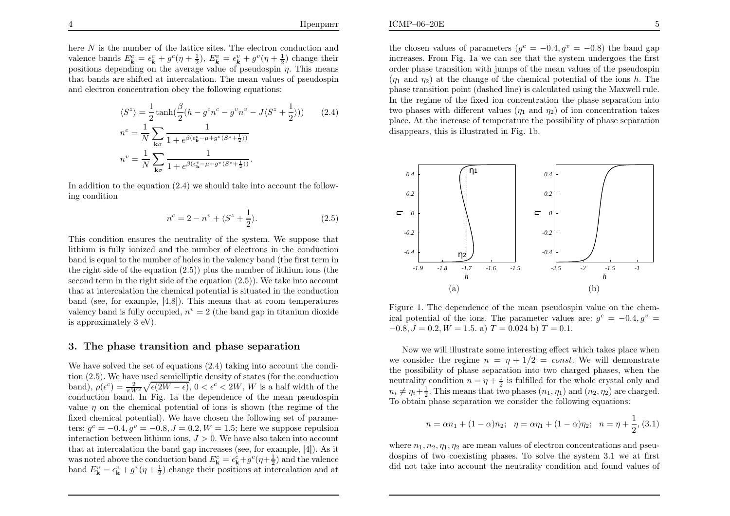here $N$ is the number of the lattice sites. The electron conduction and valence bands $E^c_{\boldsymbol{k}} = \epsilon^c_{\boldsymbol{k}} + g^c(\eta + \frac{1}{2})$, $E^v_{\boldsymbol{k}} = \epsilon^v_{\boldsymbol{k}} + g^v(\eta + \frac{1}{2})$ change their positions depending on the average value of pseudospin $\eta$. This means that bands are shifted at intercalation. The mean values of pseudospin and electron concentration obey the following equations:

$$\langle S^z \rangle = \frac{1}{2}\tanh(\frac{\beta}{2}(h - g^c n^c - g^v n^v - J\langle S^z + \frac{1}{2}\rangle)) \qquad (2.4)$$

$$n^c = \frac{1}{N}\sum_{\mathbf{k}\sigma}\frac{1}{1+e^{\beta(\epsilon^c_{\mathbf{k}} - \mu + g^c\langle S^z + \frac{1}{2}\rangle)}}$$

$$n^v = \frac{1}{N}\sum_{\mathbf{k}\sigma}\frac{1}{1+e^{\beta(\epsilon^v_{\mathbf{k}} - \mu + g^v\langle S^z + \frac{1}{2}\rangle)}}.$$

In addition to the equation (2.4) we should take into account the following condition

$$n^c = 2 - n^v + \langle S^z + \frac{1}{2}\rangle. \qquad (2.5)$$

This condition ensures the neutrality of the system. We suppose that lithium is fully ionized and the number of electrons in the conduction band is equal to the number of holes in the valency band (the first term in the right side of the equation (2.5)) plus the number of lithium ions (the second term in the right side of the equation (2.5)). We take into account that at intercalation the chemical potential is situated in the conduction band (see, for example, [4,8]). This means that at room temperatures valency band is fully occupied, $n^v = 2$ (the band gap in titanium dioxide is approximately 3 eV).

## 3. The phase transition and phase separation

We have solved the set of equations (2.4) taking into account the condition (2.5). We have used semielliptic density of states (for the conduction band), $\rho(\epsilon^c) = \frac{2}{\pi W^2}\sqrt{\epsilon(2W - \epsilon)}$, $0 < \epsilon^c < 2W$, $W$ is a half width of the conduction band. In Fig. 1a the dependence of the mean pseudospin value $\eta$ on the chemical potential of ions is shown (the regime of the fixed chemical potential). We have chosen the following set of parameters: $g^c = -0.4, g^v = -0.8, J = 0.2, W = 1.5$; here we suppose repulsion interaction between lithium ions, $J > 0$. We have also taken into account that at intercalation the band gap increases (see, for example, [4]). As it was noted above the conduction band $E^c_{\mathbf{k}} = \epsilon^c_{\mathbf{k}} + g^c(\eta + \frac{1}{2})$ and the valence band $E^v_{\mathbf{k}} = \epsilon^v_{\mathbf{k}} + g^v(\eta + \frac{1}{2})$ change their positions at intercalation and at the chosen values of parameters ($g^c = -0.4, g^v = -0.8$) the band gap increases. From Fig. 1a we can see that the system undergoes the first order phase transition with jumps of the mean values of the pseudospin ($\eta_1$ and $\eta_2$) at the change of the chemical potential of the ions $h$. The phase transition point (dashed line) is calculated using the Maxwell rule. In the regime of the fixed ion concentration the phase separation into two phases with different values ($\eta_1$ and $\eta_2$) of ion concentration takes place. At the increase of temperature the possibility of phase separation disappears, this is illustrated in Fig. 1b.

Figure 1. The dependence of the mean pseudospin value on the chemical potential of the ions. The parameter values are: $g^c = -0.4, g^v = -0.8, J = 0.2, W = 1.5$. a) $T = 0.024$ b) $T = 0.1$.

Now we will illustrate some interesting effect which takes place when we consider the regime $n = \eta + 1/2 = const$. We will demonstrate the possibility of phase separation into two charged phases, when the neutrality condition $n = \eta + \frac{1}{2}$ is fulfilled for the whole crystal only and $n_i \neq \eta_i + \frac{1}{2}$. This means that two phases $(n_1, \eta_1)$ and $(n_2, \eta_2)$ are charged. To obtain phase separation we consider the following equations:

$$n = \alpha n_1 + (1-\alpha)n_2; \quad \eta = \alpha\eta_1 + (1-\alpha)\eta_2; \quad n = \eta + \frac{1}{2}, \quad (3.1)$$

where $n_1, n_2, \eta_1, \eta_2$ are mean values of electron concentrations and pseudospins of two coexisting phases. To solve the system 3.1 we at first did not take into account the neutrality condition and found values of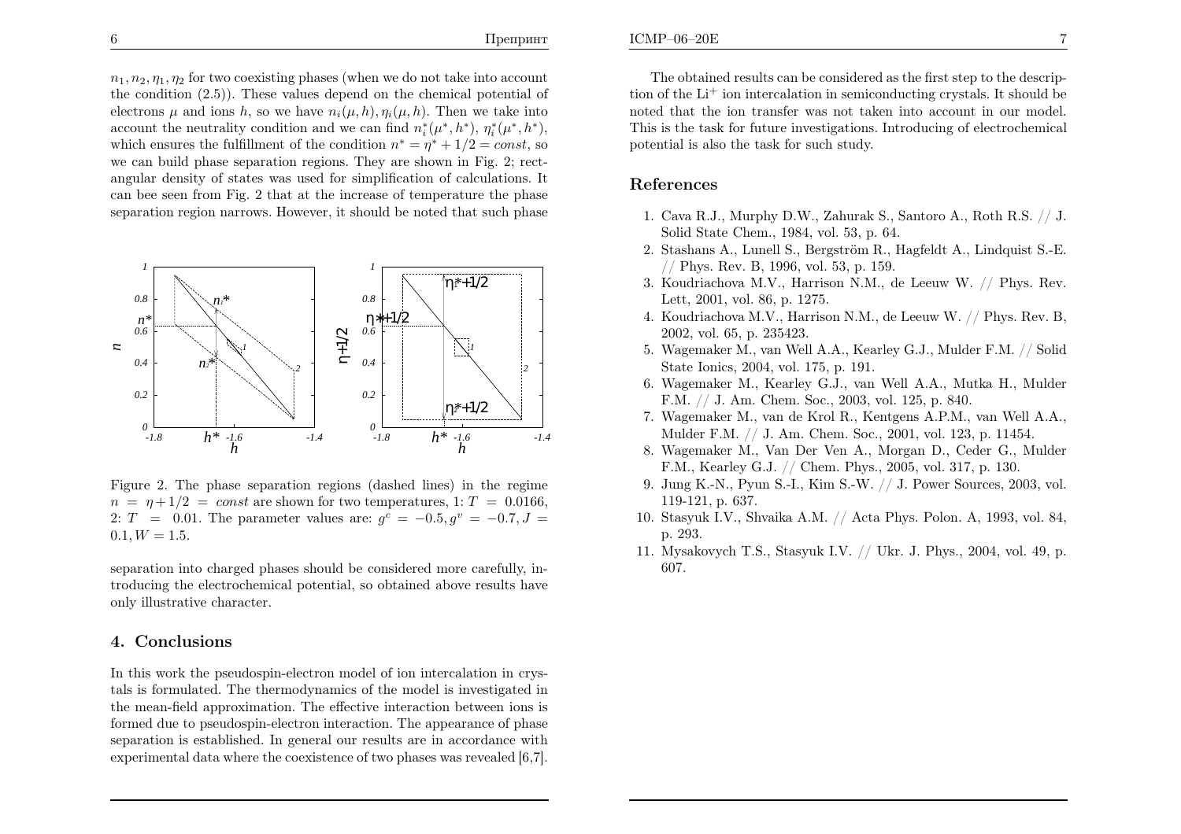$n_1, n_2, \eta_1, \eta_2$ for two coexisting phases (when we do not take into account the condition (2.5)). These values depend on the chemical potential of electrons $\mu$ and ions $h$, so we have $n_i(\mu, h), \eta_i(\mu, h)$. Then we take into account the neutrality condition and we can find $n_i^*(\mu^*, h^*)$, $\eta_i^*(\mu^*, h^*)$, which ensures the fulfillment of the condition $n^* = \eta^* + 1/2 = const$, so we can build phase separation regions. They are shown in Fig. 2; rectangular density of states was used for simplification of calculations. It can bee seen from Fig. 2 that at the increase of temperature the phase separation region narrows. However, it should be noted that such phase separation into charged phases should be considered more carefully, introducing the electrochemical potential, so obtained above results have only illustrative character.

Figure 2. The phase separation regions (dashed lines) in the regime $n = \eta + 1/2 = const$ are shown for two temperatures, 1: $T = 0.0166$, 2: $T = 0.01$. The parameter values are: $g^c = -0.5, g^v = -0.7, J = 0.1, W = 1.5$.

## 4. Conclusions

In this work the pseudospin-electron model of ion intercalation in crystals is formulated. The thermodynamics of the model is investigated in the mean-field approximation. The effective interaction between ions is formed due to pseudospin-electron interaction. The appearance of phase separation is established. In general our results are in accordance with experimental data where the coexistence of two phases was revealed [6,7].

The obtained results can be considered as the first step to the description of the $Li^+$ ion intercalation in semiconducting crystals. It should be noted that the ion transfer was not taken into account in our model. This is the task for future investigations. Introducing of electrochemical potential is also the task for such study.

## References

1. Cava R.J., Murphy D.W., Zahurak S., Santoro A., Roth R.S. // J. Solid State Chem., 1984, vol. 53, p. 64.
2. Stashans A., Lunell S., Bergström R., Hagfeldt A., Lindquist S.-E. // Phys. Rev. B, 1996, vol. 53, p. 159.
3. Koudriachova M.V., Harrison N.M., de Leeuw W. // Phys. Rev. Lett, 2001, vol. 86, p. 1275.
4. Koudriachova M.V., Harrison N.M., de Leeuw W. // Phys. Rev. B, 2002, vol. 65, p. 235423.
5. Wagemaker M., van Well A.A., Kearley G.J., Mulder F.M. // Solid State Ionics, 2004, vol. 175, p. 191.
6. Wagemaker M., Kearley G.J., van Well A.A., Mutka H., Mulder F.M. // J. Am. Chem. Soc., 2003, vol. 125, p. 840.
7. Wagemaker M., van de Krol R., Kentgens A.P.M., van Well A.A., Mulder F.M. // J. Am. Chem. Soc., 2001, vol. 123, p. 11454.
8. Wagemaker M., Van Der Ven A., Morgan D., Ceder G., Mulder F.M., Kearley G.J. // Chem. Phys., 2005, vol. 317, p. 130.
9. Jung K.-N., Pyun S.-I., Kim S.-W. // J. Power Sources, 2003, vol. 119-121, p. 637.
10. Stasyuk I.V., Shvaika A.M. // Acta Phys. Polon. A, 1993, vol. 84, p. 293.
11. Mysakovych T.S., Stasyuk I.V. // Ukr. J. Phys., 2004, vol. 49, p. 607.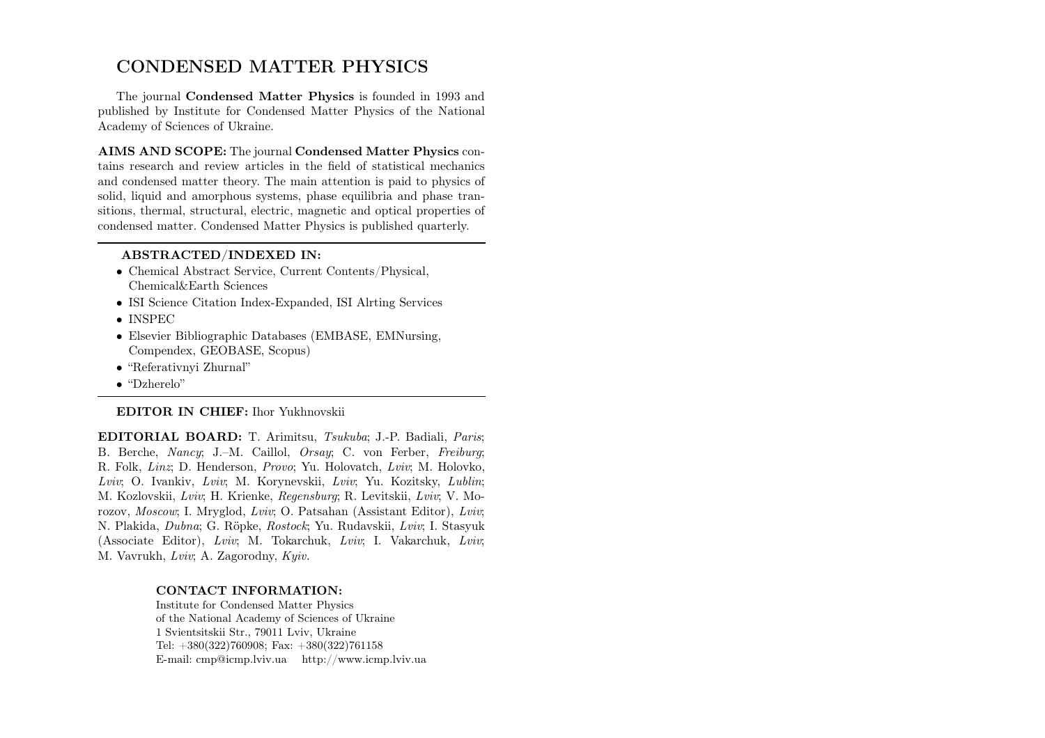# CONDENSED MATTER PHYSICS

The journal **Condensed Matter Physics** is founded in 1993 and published by Institute for Condensed Matter Physics of the National Academy of Sciences of Ukraine.

**AIMS AND SCOPE:** The journal **Condensed Matter Physics** contains research and review articles in the field of statistical mechanics and condensed matter theory. The main attention is paid to physics of solid, liquid and amorphous systems, phase equilibria and phase transitions, thermal, structural, electric, magnetic and optical properties of condensed matter. Condensed Matter Physics is published quarterly.

---

**ABSTRACTED/INDEXED IN:**

- Chemical Abstract Service, Current Contents/Physical, Chemical&Earth Sciences
- ISI Science Citation Index-Expanded, ISI Alrting Services
- INSPEC
- Elsevier Bibliographic Databases (EMBASE, EMNursing, Compendex, GEOBASE, Scopus)
- "Referativnyi Zhurnal"
- "Dzherelo"

---

**EDITOR IN CHIEF:** Ihor Yukhnovskii

**EDITORIAL BOARD:** T. Arimitsu, *Tsukuba*; J.-P. Badiali, *Paris*; B. Berche, *Nancy*; J.–M. Caillol, *Orsay*; C. von Ferber, *Freiburg*; R. Folk, *Linz*; D. Henderson, *Provo*; Yu. Holovatch, *Lviv*; M. Holovko, *Lviv*; O. Ivankiv, *Lviv*; M. Korynevskii, *Lviv*; Yu. Kozitsky, *Lublin*; M. Kozlovskii, *Lviv*; H. Krienke, *Regensburg*; R. Levitskii, *Lviv*; V. Morozov, *Moscow*; I. Mryglod, *Lviv*; O. Patsahan (Assistant Editor), *Lviv*; N. Plakida, *Dubna*; G. Röpke, *Rostock*; Yu. Rudavskii, *Lviv*; I. Stasyuk (Associate Editor), *Lviv*; M. Tokarchuk, *Lviv*; I. Vakarchuk, *Lviv*; M. Vavrukh, *Lviv*; A. Zagorodny, *Kyiv*.

**CONTACT INFORMATION:**

Institute for Condensed Matter Physics
of the National Academy of Sciences of Ukraine
1 Svientsitskii Str., 79011 Lviv, Ukraine
Tel: +380(322)760908; Fax: +380(322)761158
E-mail: cmp@icmp.lviv.ua http://www.icmp.lviv.ua